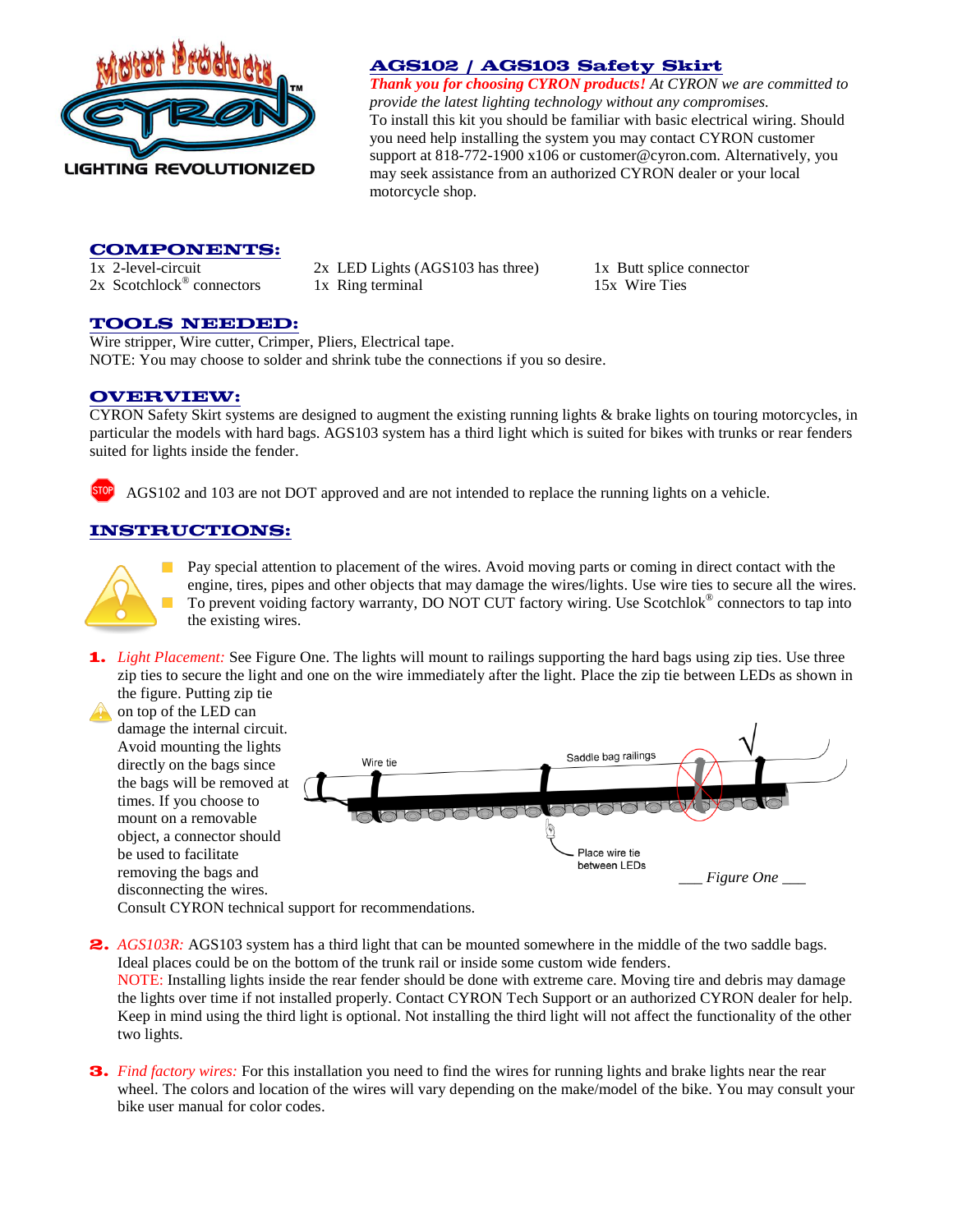## AGS102 / AGS103 Safety Skirt

***Thank you for choosing CYRON products!*** *At CYRON we are committed to provide the latest lighting technology without any compromises.*

To install this kit you should be familiar with basic electrical wiring. Should you need help installing the system you may contact CYRON customer support at 818-772-1900 x106 or customer@cyron.com. Alternatively, you may seek assistance from an authorized CYRON dealer or your local motorcycle shop.

## COMPONENTS:

| | | |
|---|---|---|
| 1x 2-level-circuit | 2x LED Lights (AGS103 has three) | 1x Butt splice connector |
| 2x Scotchlock® connectors | 1x Ring terminal | 15x Wire Ties |

## TOOLS NEEDED:

Wire stripper, Wire cutter, Crimper, Pliers, Electrical tape.
NOTE: You may choose to solder and shrink tube the connections if you so desire.

## OVERVIEW:

CYRON Safety Skirt systems are designed to augment the existing running lights & brake lights on touring motorcycles, in particular the models with hard bags. AGS103 system has a third light which is suited for bikes with trunks or rear fenders suited for lights inside the fender.

STOP AGS102 and 103 are not DOT approved and are not intended to replace the running lights on a vehicle.

## INSTRUCTIONS:

- Pay special attention to placement of the wires. Avoid moving parts or coming in direct contact with the engine, tires, pipes and other objects that may damage the wires/lights. Use wire ties to secure all the wires.
- To prevent voiding factory warranty, DO NOT CUT factory wiring. Use Scotchlok® connectors to tap into the existing wires.

1. *Light Placement:* See Figure One. The lights will mount to railings supporting the hard bags using zip ties. Use three zip ties to secure the light and one on the wire immediately after the light. Place the zip tie between LEDs as shown in the figure. Putting zip tie on top of the LED can damage the internal circuit. Avoid mounting the lights directly on the bags since the bags will be removed at times. If you choose to mount on a removable object, a connector should be used to facilitate removing the bags and disconnecting the wires. Consult CYRON technical support for recommendations.

   Wire tie — Saddle bag railings — Place wire tie between LEDs

   *Figure One*

2. *AGS103R:* AGS103 system has a third light that can be mounted somewhere in the middle of the two saddle bags. Ideal places could be on the bottom of the trunk rail or inside some custom wide fenders.
   NOTE: Installing lights inside the rear fender should be done with extreme care. Moving tire and debris may damage the lights over time if not installed properly. Contact CYRON Tech Support or an authorized CYRON dealer for help. Keep in mind using the third light is optional. Not installing the third light will not affect the functionality of the other two lights.

3. *Find factory wires:* For this installation you need to find the wires for running lights and brake lights near the rear wheel. The colors and location of the wires will vary depending on the make/model of the bike. You may consult your bike user manual for color codes.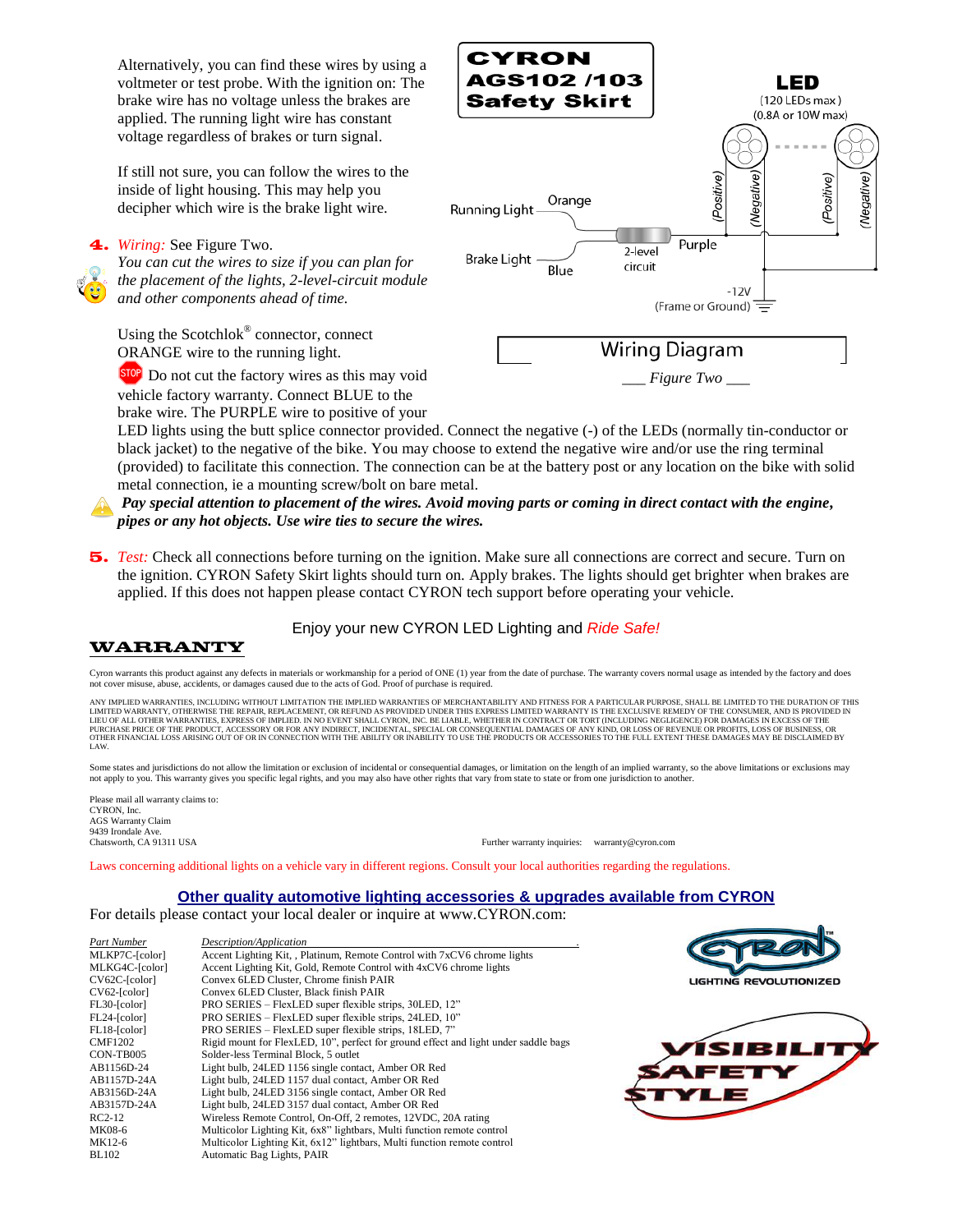Alternatively, you can find these wires by using a voltmeter or test probe. With the ignition on: The brake wire has no voltage unless the brakes are applied. The running light wire has constant voltage regardless of brakes or turn signal.

If still not sure, you can follow the wires to the inside of light housing. This may help you decipher which wire is the brake light wire.

**4.** *Wiring:* See Figure Two.
*You can cut the wires to size if you can plan for the placement of the lights, 2-level-circuit module and other components ahead of time.*

Using the Scotchlok® connector, connect ORANGE wire to the running light. STOP Do not cut the factory wires as this may void vehicle factory warranty. Connect BLUE to the brake wire. The PURPLE wire to positive of your LED lights using the butt splice connector provided. Connect the negative (-) of the LEDs (normally tin-conductor or black jacket) to the negative of the bike. You may choose to extend the negative wire and/or use the ring terminal (provided) to facilitate this connection. The connection can be at the battery post or any location on the bike with solid metal connection, ie a mounting screw/bolt on bare metal.

***Pay special attention to placement of the wires. Avoid moving parts or coming in direct contact with the engine, pipes or any hot objects. Use wire ties to secure the wires.***

**CYRON AGS102 /103 Safety Skirt**

LED
(120 LEDs max)
(0.8A or 10W max)
(Positive)
(Negative)
(Positive)
(Negative)
Running Light
Orange
Brake Light
Blue
2-level circuit
Purple
-12V
(Frame or Ground)

Wiring Diagram

*Figure Two*

**5.** *Test:* Check all connections before turning on the ignition. Make sure all connections are correct and secure. Turn on the ignition. CYRON Safety Skirt lights should turn on. Apply brakes. The lights should get brighter when brakes are applied. If this does not happen please contact CYRON tech support before operating your vehicle.

Enjoy your new CYRON LED Lighting and *Ride Safe!*

## WARRANTY

Cyron warrants this product against any defects in materials or workmanship for a period of ONE (1) year from the date of purchase. The warranty covers normal usage as intended by the factory and does not cover misuse, abuse, accidents, or damages caused due to the acts of God. Proof of purchase is required.

ANY IMPLIED WARRANTIES, INCLUDING WITHOUT LIMITATION THE IMPLIED WARRANTIES OF MERCHANTABILITY AND FITNESS FOR A PARTICULAR PURPOSE, SHALL BE LIMITED TO THE DURATION OF THIS LIMITED WARRANTY, OTHERWISE THE REPAIR, REPLACEMENT, OR REFUND AS PROVIDED UNDER THIS EXPRESS LIMITED WARRANTY IS THE EXCLUSIVE REMEDY OF THE CONSUMER, AND IS PROVIDED IN LIEU OF ALL OTHER WARRANTIES, EXPRESS OF IMPLIED. IN NO EVENT SHALL CYRON, INC. BE LIABLE, WHETHER IN CONTRACT OR TORT (INCLUDING NEGLIGENCE) FOR DAMAGES IN EXCESS OF THE PURCHASE PRICE OF THE PRODUCT, ACCESSORY OR FOR ANY INDIRECT, INCIDENTAL, SPECIAL OR CONSEQUENTIAL DAMAGES OF ANY KIND, OR LOSS OF REVENUE OR PROFITS, LOSS OF BUSINESS, OR OTHER FINANCIAL LOSS ARISING OUT OF OR IN CONNECTION WITH THE ABILITY OR INABILITY TO USE THE PRODUCTS OR ACCESSORIES TO THE FULL EXTENT THESE DAMAGES MAY BE DISCLAIMED BY LAW.

Some states and jurisdictions do not allow the limitation or exclusion of incidental or consequential damages, or limitation on the length of an implied warranty, so the above limitations or exclusions may not apply to you. This warranty gives you specific legal rights, and you may also have other rights that vary from state to state or from one jurisdiction to another.

Please mail all warranty claims to:
CYRON, Inc.
AGS Warranty Claim
9439 Irondale Ave.
Chatsworth, CA 91311 USA

Further warranty inquiries: warranty@cyron.com

Laws concerning additional lights on a vehicle vary in different regions. Consult your local authorities regarding the regulations.

## Other quality automotive lighting accessories & upgrades available from CYRON

For details please contact your local dealer or inquire at www.CYRON.com:

| *Part Number* | *Description/Application* |
|---|---|
| MLKP7C-[color] | Accent Lighting Kit, , Platinum, Remote Control with 7xCV6 chrome lights |
| MLKG4C-[color] | Accent Lighting Kit, Gold, Remote Control with 4xCV6 chrome lights |
| CV62C-[color] | Convex 6LED Cluster, Chrome finish PAIR |
| CV62-[color] | Convex 6LED Cluster, Black finish PAIR |
| FL30-[color] | PRO SERIES – FlexLED super flexible strips, 30LED, 12" |
| FL24-[color] | PRO SERIES – FlexLED super flexible strips, 24LED, 10" |
| FL18-[color] | PRO SERIES – FlexLED super flexible strips, 18LED, 7" |
| CMF1202 | Rigid mount for FlexLED, 10", perfect for ground effect and light under saddle bags |
| CON-TB005 | Solder-less Terminal Block, 5 outlet |
| AB1156D-24 | Light bulb, 24LED 1156 single contact, Amber OR Red |
| AB1157D-24A | Light bulb, 24LED 1157 dual contact, Amber OR Red |
| AB3156D-24A | Light bulb, 24LED 3156 single contact, Amber OR Red |
| AB3157D-24A | Light bulb, 24LED 3157 dual contact, Amber OR Red |
| RC2-12 | Wireless Remote Control, On-Off, 2 remotes, 12VDC, 20A rating |
| MK08-6 | Multicolor Lighting Kit, 6x8" lightbars, Multi function remote control |
| MK12-6 | Multicolor Lighting Kit, 6x12" lightbars, Multi function remote control |
| BL102 | Automatic Bag Lights, PAIR |

CYRON
LIGHTING REVOLUTIONIZED

VISIBILITY
SAFETY
STYLE